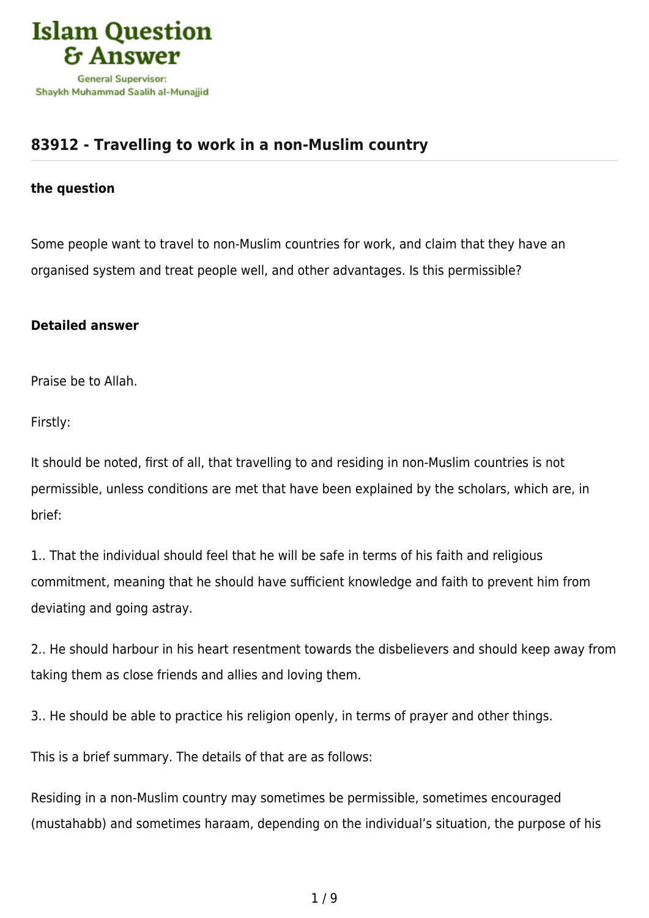# 83912 - Travelling to work in a non-Muslim country

**the question**

Some people want to travel to non-Muslim countries for work, and claim that they have an organised system and treat people well, and other advantages. Is this permissible?

**Detailed answer**

Praise be to Allah.

Firstly:

It should be noted, first of all, that travelling to and residing in non-Muslim countries is not permissible, unless conditions are met that have been explained by the scholars, which are, in brief:

1.. That the individual should feel that he will be safe in terms of his faith and religious commitment, meaning that he should have sufficient knowledge and faith to prevent him from deviating and going astray.

2.. He should harbour in his heart resentment towards the disbelievers and should keep away from taking them as close friends and allies and loving them.

3.. He should be able to practice his religion openly, in terms of prayer and other things.

This is a brief summary. The details of that are as follows:

Residing in a non-Muslim country may sometimes be permissible, sometimes encouraged (mustahabb) and sometimes haraam, depending on the individual's situation, the purpose of his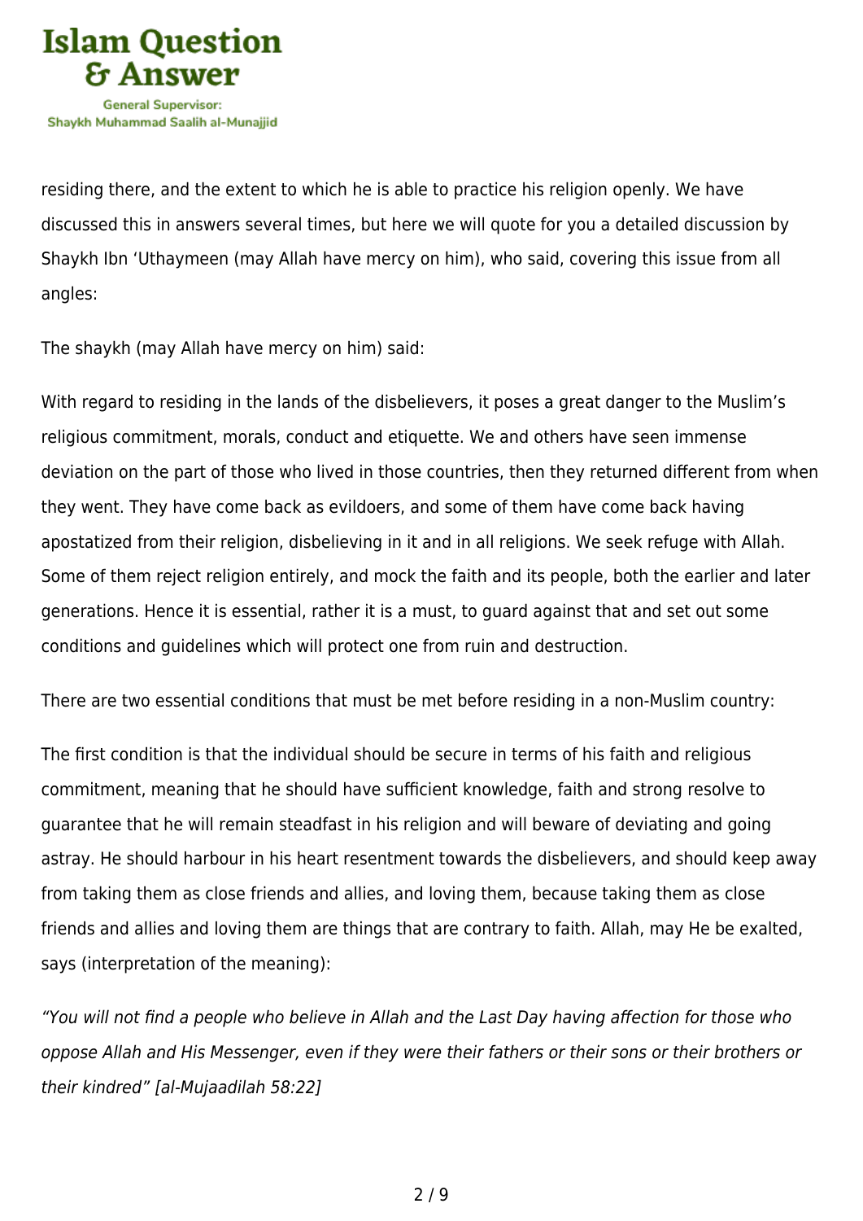residing there, and the extent to which he is able to practice his religion openly. We have discussed this in answers several times, but here we will quote for you a detailed discussion by Shaykh Ibn 'Uthaymeen (may Allah have mercy on him), who said, covering this issue from all angles:

The shaykh (may Allah have mercy on him) said:

With regard to residing in the lands of the disbelievers, it poses a great danger to the Muslim's religious commitment, morals, conduct and etiquette. We and others have seen immense deviation on the part of those who lived in those countries, then they returned different from when they went. They have come back as evildoers, and some of them have come back having apostatized from their religion, disbelieving in it and in all religions. We seek refuge with Allah. Some of them reject religion entirely, and mock the faith and its people, both the earlier and later generations. Hence it is essential, rather it is a must, to guard against that and set out some conditions and guidelines which will protect one from ruin and destruction.

There are two essential conditions that must be met before residing in a non-Muslim country:

The first condition is that the individual should be secure in terms of his faith and religious commitment, meaning that he should have sufficient knowledge, faith and strong resolve to guarantee that he will remain steadfast in his religion and will beware of deviating and going astray. He should harbour in his heart resentment towards the disbelievers, and should keep away from taking them as close friends and allies, and loving them, because taking them as close friends and allies and loving them are things that are contrary to faith. Allah, may He be exalted, says (interpretation of the meaning):

*"You will not find a people who believe in Allah and the Last Day having affection for those who oppose Allah and His Messenger, even if they were their fathers or their sons or their brothers or their kindred" [al-Mujaadilah 58:22]*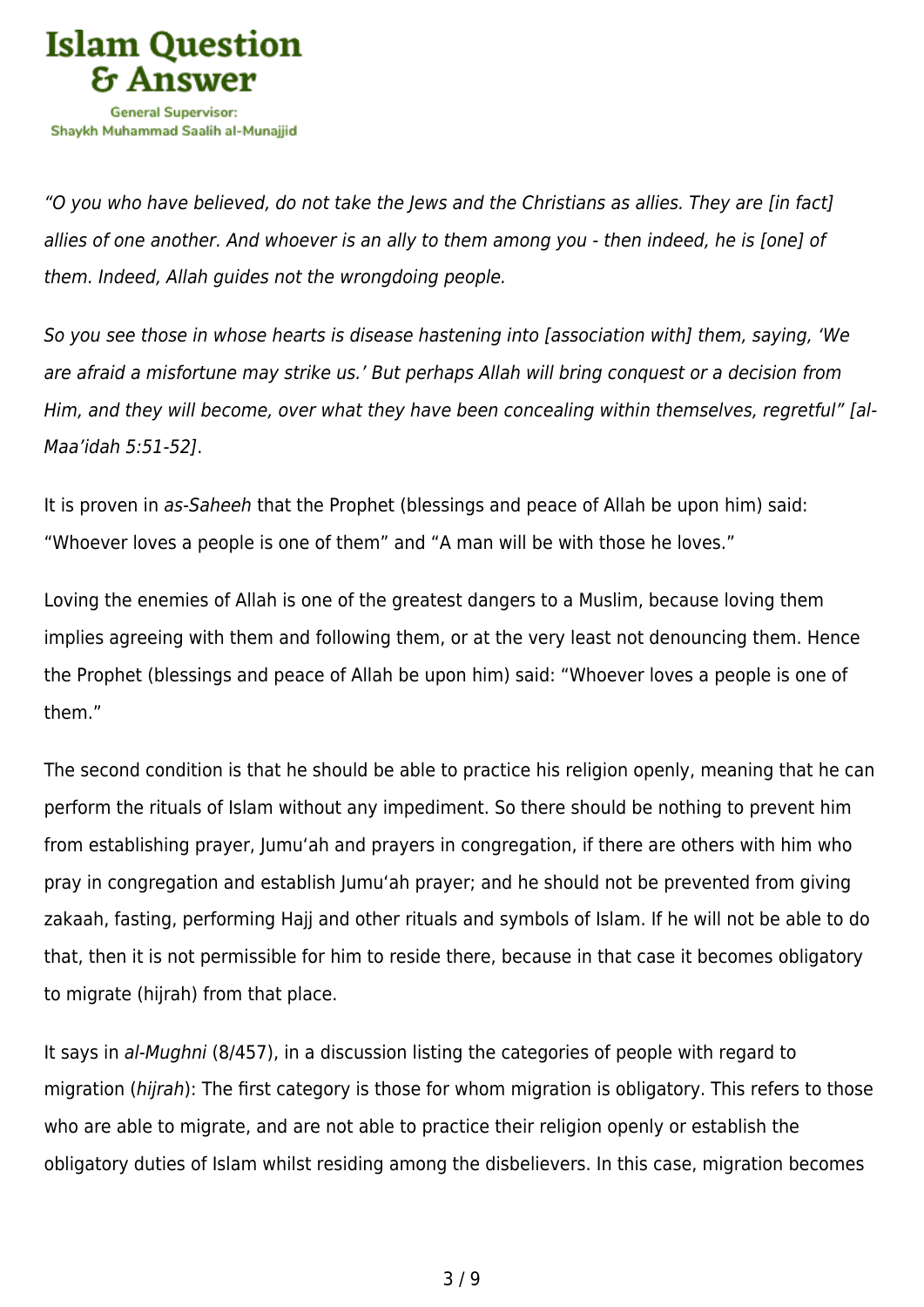*“O you who have believed, do not take the Jews and the Christians as allies. They are [in fact] allies of one another. And whoever is an ally to them among you - then indeed, he is [one] of them. Indeed, Allah guides not the wrongdoing people.*

*So you see those in whose hearts is disease hastening into [association with] them, saying, ‘We are afraid a misfortune may strike us.’ But perhaps Allah will bring conquest or a decision from Him, and they will become, over what they have been concealing within themselves, regretful” [al-Maa’idah 5:51-52]*.

It is proven in *as-Saheeh* that the Prophet (blessings and peace of Allah be upon him) said: “Whoever loves a people is one of them” and “A man will be with those he loves.”

Loving the enemies of Allah is one of the greatest dangers to a Muslim, because loving them implies agreeing with them and following them, or at the very least not denouncing them. Hence the Prophet (blessings and peace of Allah be upon him) said: “Whoever loves a people is one of them.”

The second condition is that he should be able to practice his religion openly, meaning that he can perform the rituals of Islam without any impediment. So there should be nothing to prevent him from establishing prayer, Jumu‘ah and prayers in congregation, if there are others with him who pray in congregation and establish Jumu‘ah prayer; and he should not be prevented from giving zakaah, fasting, performing Hajj and other rituals and symbols of Islam. If he will not be able to do that, then it is not permissible for him to reside there, because in that case it becomes obligatory to migrate (hijrah) from that place.

It says in *al-Mughni* (8/457), in a discussion listing the categories of people with regard to migration (*hijrah*): The first category is those for whom migration is obligatory. This refers to those who are able to migrate, and are not able to practice their religion openly or establish the obligatory duties of Islam whilst residing among the disbelievers. In this case, migration becomes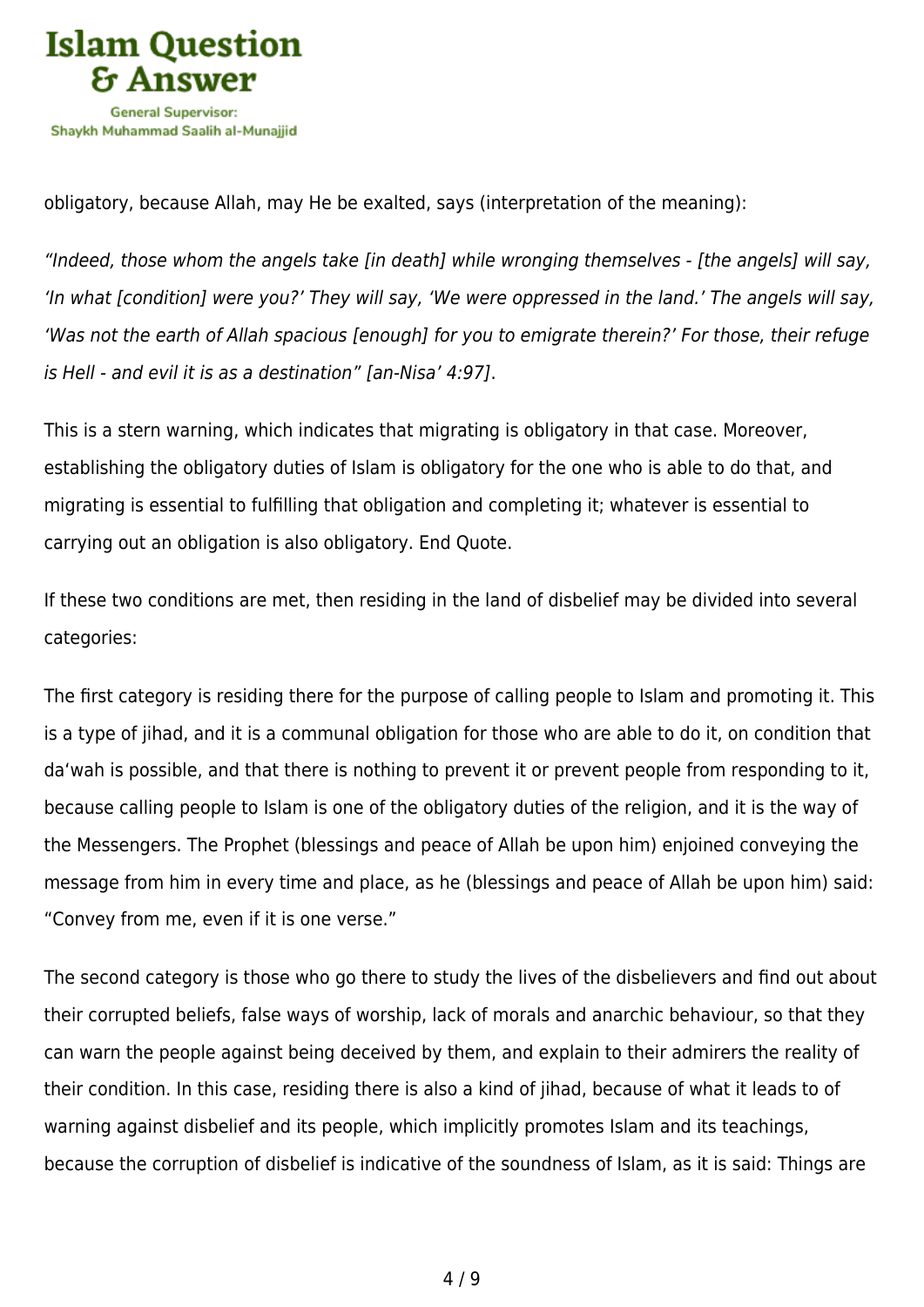obligatory, because Allah, may He be exalted, says (interpretation of the meaning):

*“Indeed, those whom the angels take [in death] while wronging themselves - [the angels] will say, ‘In what [condition] were you?’ They will say, ‘We were oppressed in the land.’ The angels will say, ‘Was not the earth of Allah spacious [enough] for you to emigrate therein?’ For those, their refuge is Hell - and evil it is as a destination” [an-Nisa’ 4:97]*.

This is a stern warning, which indicates that migrating is obligatory in that case. Moreover, establishing the obligatory duties of Islam is obligatory for the one who is able to do that, and migrating is essential to fulfilling that obligation and completing it; whatever is essential to carrying out an obligation is also obligatory. End Quote.

If these two conditions are met, then residing in the land of disbelief may be divided into several categories:

The first category is residing there for the purpose of calling people to Islam and promoting it. This is a type of jihad, and it is a communal obligation for those who are able to do it, on condition that da‘wah is possible, and that there is nothing to prevent it or prevent people from responding to it, because calling people to Islam is one of the obligatory duties of the religion, and it is the way of the Messengers. The Prophet (blessings and peace of Allah be upon him) enjoined conveying the message from him in every time and place, as he (blessings and peace of Allah be upon him) said: “Convey from me, even if it is one verse.”

The second category is those who go there to study the lives of the disbelievers and find out about their corrupted beliefs, false ways of worship, lack of morals and anarchic behaviour, so that they can warn the people against being deceived by them, and explain to their admirers the reality of their condition. In this case, residing there is also a kind of jihad, because of what it leads to of warning against disbelief and its people, which implicitly promotes Islam and its teachings, because the corruption of disbelief is indicative of the soundness of Islam, as it is said: Things are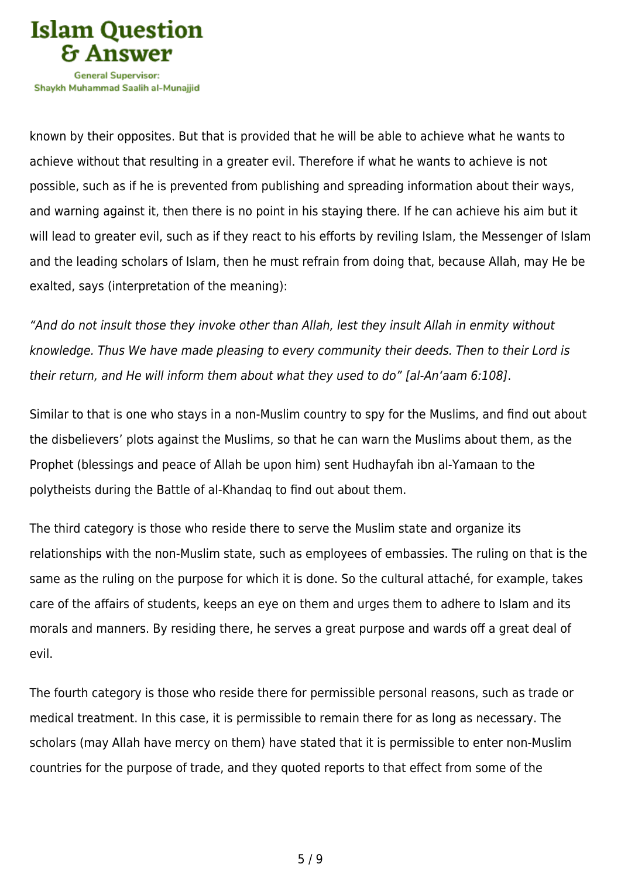known by their opposites. But that is provided that he will be able to achieve what he wants to achieve without that resulting in a greater evil. Therefore if what he wants to achieve is not possible, such as if he is prevented from publishing and spreading information about their ways, and warning against it, then there is no point in his staying there. If he can achieve his aim but it will lead to greater evil, such as if they react to his efforts by reviling Islam, the Messenger of Islam and the leading scholars of Islam, then he must refrain from doing that, because Allah, may He be exalted, says (interpretation of the meaning):

*"And do not insult those they invoke other than Allah, lest they insult Allah in enmity without knowledge. Thus We have made pleasing to every community their deeds. Then to their Lord is their return, and He will inform them about what they used to do" [al-An'aam 6:108]*.

Similar to that is one who stays in a non-Muslim country to spy for the Muslims, and find out about the disbelievers' plots against the Muslims, so that he can warn the Muslims about them, as the Prophet (blessings and peace of Allah be upon him) sent Hudhayfah ibn al-Yamaan to the polytheists during the Battle of al-Khandaq to find out about them.

The third category is those who reside there to serve the Muslim state and organize its relationships with the non-Muslim state, such as employees of embassies. The ruling on that is the same as the ruling on the purpose for which it is done. So the cultural attaché, for example, takes care of the affairs of students, keeps an eye on them and urges them to adhere to Islam and its morals and manners. By residing there, he serves a great purpose and wards off a great deal of evil.

The fourth category is those who reside there for permissible personal reasons, such as trade or medical treatment. In this case, it is permissible to remain there for as long as necessary. The scholars (may Allah have mercy on them) have stated that it is permissible to enter non-Muslim countries for the purpose of trade, and they quoted reports to that effect from some of the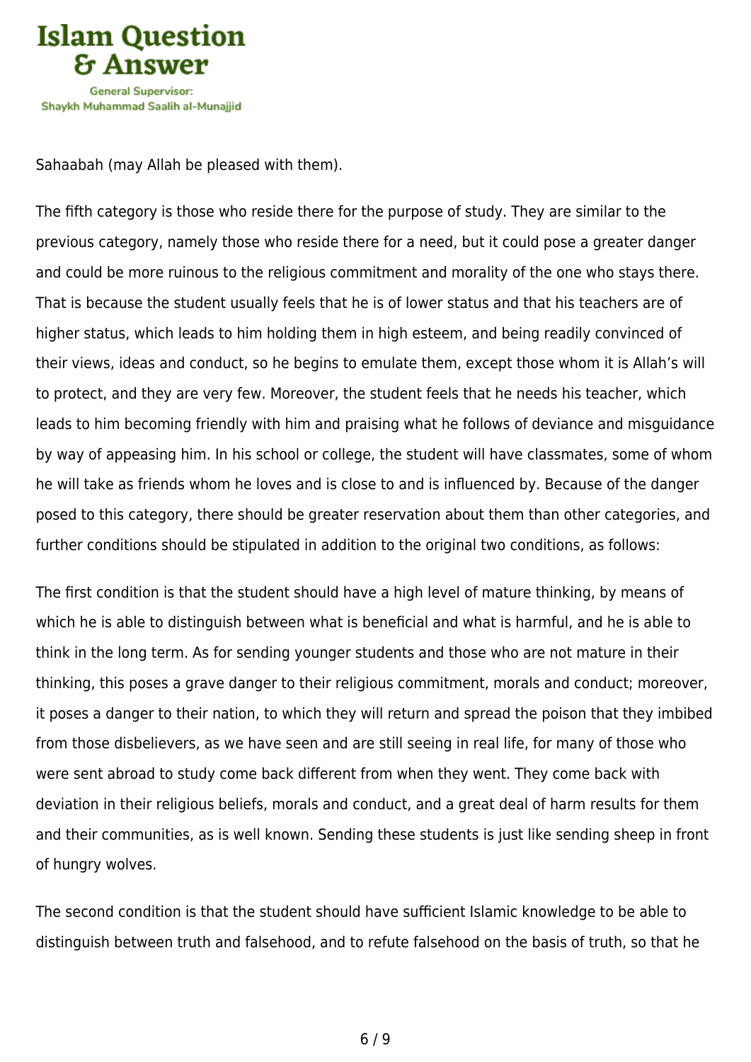Sahaabah (may Allah be pleased with them).

The fifth category is those who reside there for the purpose of study. They are similar to the previous category, namely those who reside there for a need, but it could pose a greater danger and could be more ruinous to the religious commitment and morality of the one who stays there. That is because the student usually feels that he is of lower status and that his teachers are of higher status, which leads to him holding them in high esteem, and being readily convinced of their views, ideas and conduct, so he begins to emulate them, except those whom it is Allah's will to protect, and they are very few. Moreover, the student feels that he needs his teacher, which leads to him becoming friendly with him and praising what he follows of deviance and misguidance by way of appeasing him. In his school or college, the student will have classmates, some of whom he will take as friends whom he loves and is close to and is influenced by. Because of the danger posed to this category, there should be greater reservation about them than other categories, and further conditions should be stipulated in addition to the original two conditions, as follows:

The first condition is that the student should have a high level of mature thinking, by means of which he is able to distinguish between what is beneficial and what is harmful, and he is able to think in the long term. As for sending younger students and those who are not mature in their thinking, this poses a grave danger to their religious commitment, morals and conduct; moreover, it poses a danger to their nation, to which they will return and spread the poison that they imbibed from those disbelievers, as we have seen and are still seeing in real life, for many of those who were sent abroad to study come back different from when they went. They come back with deviation in their religious beliefs, morals and conduct, and a great deal of harm results for them and their communities, as is well known. Sending these students is just like sending sheep in front of hungry wolves.

The second condition is that the student should have sufficient Islamic knowledge to be able to distinguish between truth and falsehood, and to refute falsehood on the basis of truth, so that he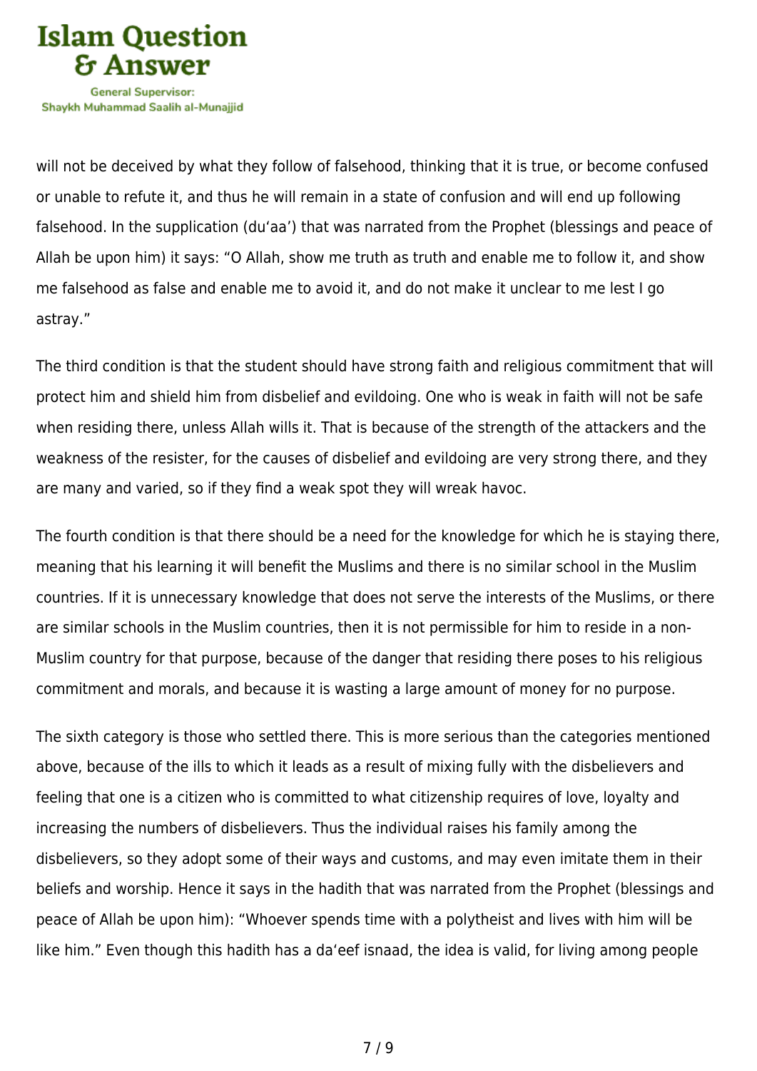will not be deceived by what they follow of falsehood, thinking that it is true, or become confused or unable to refute it, and thus he will remain in a state of confusion and will end up following falsehood. In the supplication (du'aa') that was narrated from the Prophet (blessings and peace of Allah be upon him) it says: "O Allah, show me truth as truth and enable me to follow it, and show me falsehood as false and enable me to avoid it, and do not make it unclear to me lest I go astray."

The third condition is that the student should have strong faith and religious commitment that will protect him and shield him from disbelief and evildoing. One who is weak in faith will not be safe when residing there, unless Allah wills it. That is because of the strength of the attackers and the weakness of the resister, for the causes of disbelief and evildoing are very strong there, and they are many and varied, so if they find a weak spot they will wreak havoc.

The fourth condition is that there should be a need for the knowledge for which he is staying there, meaning that his learning it will benefit the Muslims and there is no similar school in the Muslim countries. If it is unnecessary knowledge that does not serve the interests of the Muslims, or there are similar schools in the Muslim countries, then it is not permissible for him to reside in a non-Muslim country for that purpose, because of the danger that residing there poses to his religious commitment and morals, and because it is wasting a large amount of money for no purpose.

The sixth category is those who settled there. This is more serious than the categories mentioned above, because of the ills to which it leads as a result of mixing fully with the disbelievers and feeling that one is a citizen who is committed to what citizenship requires of love, loyalty and increasing the numbers of disbelievers. Thus the individual raises his family among the disbelievers, so they adopt some of their ways and customs, and may even imitate them in their beliefs and worship. Hence it says in the hadith that was narrated from the Prophet (blessings and peace of Allah be upon him): "Whoever spends time with a polytheist and lives with him will be like him." Even though this hadith has a da'eef isnaad, the idea is valid, for living among people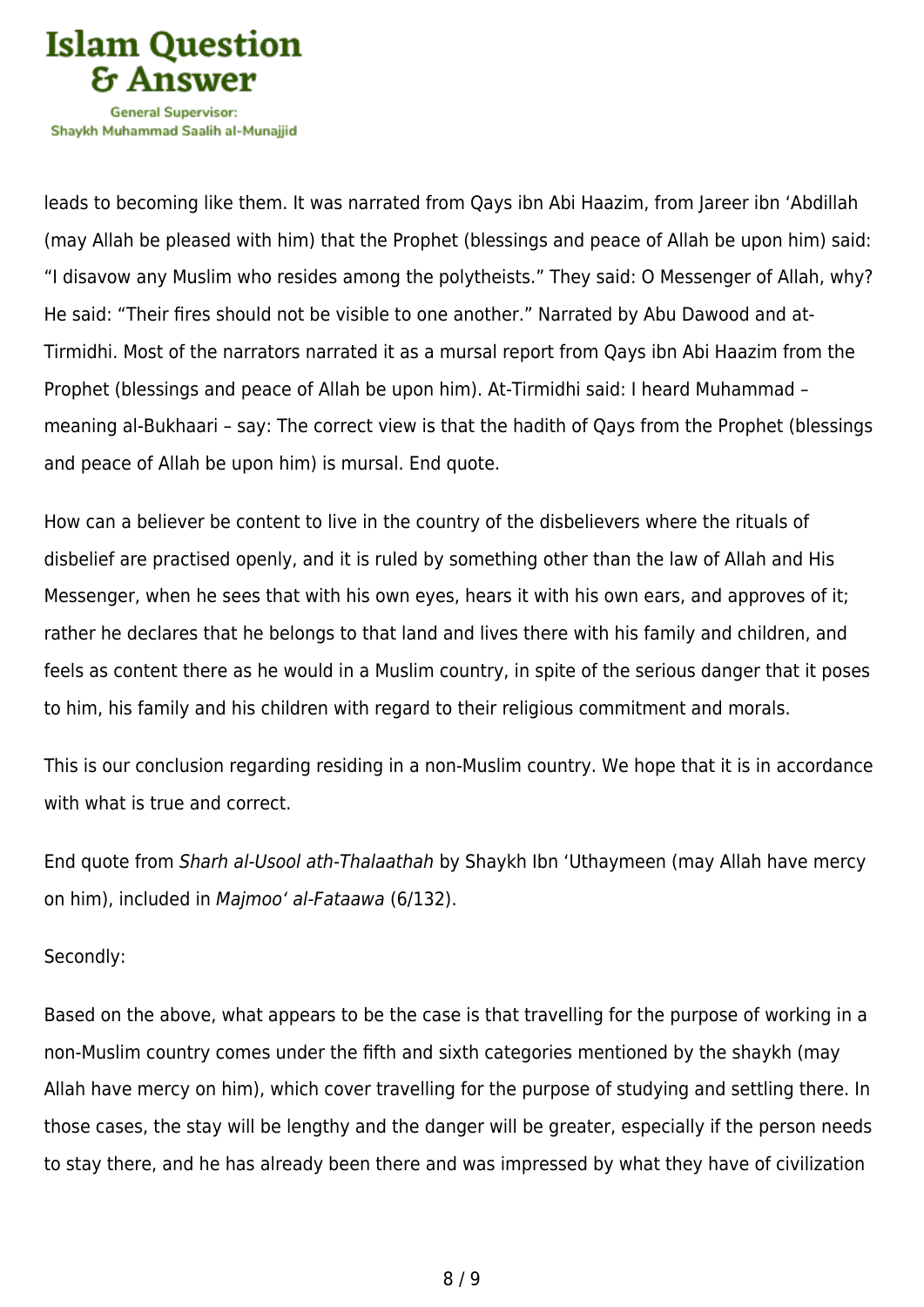leads to becoming like them. It was narrated from Qays ibn Abi Haazim, from Jareer ibn 'Abdillah (may Allah be pleased with him) that the Prophet (blessings and peace of Allah be upon him) said: "I disavow any Muslim who resides among the polytheists." They said: O Messenger of Allah, why? He said: "Their fires should not be visible to one another." Narrated by Abu Dawood and at-Tirmidhi. Most of the narrators narrated it as a mursal report from Qays ibn Abi Haazim from the Prophet (blessings and peace of Allah be upon him). At-Tirmidhi said: I heard Muhammad – meaning al-Bukhaari – say: The correct view is that the hadith of Qays from the Prophet (blessings and peace of Allah be upon him) is mursal. End quote.

How can a believer be content to live in the country of the disbelievers where the rituals of disbelief are practised openly, and it is ruled by something other than the law of Allah and His Messenger, when he sees that with his own eyes, hears it with his own ears, and approves of it; rather he declares that he belongs to that land and lives there with his family and children, and feels as content there as he would in a Muslim country, in spite of the serious danger that it poses to him, his family and his children with regard to their religious commitment and morals.

This is our conclusion regarding residing in a non-Muslim country. We hope that it is in accordance with what is true and correct.

End quote from *Sharh al-Usool ath-Thalaathah* by Shaykh Ibn 'Uthaymeen (may Allah have mercy on him), included in *Majmoo' al-Fataawa* (6/132).

Secondly:

Based on the above, what appears to be the case is that travelling for the purpose of working in a non-Muslim country comes under the fifth and sixth categories mentioned by the shaykh (may Allah have mercy on him), which cover travelling for the purpose of studying and settling there. In those cases, the stay will be lengthy and the danger will be greater, especially if the person needs to stay there, and he has already been there and was impressed by what they have of civilization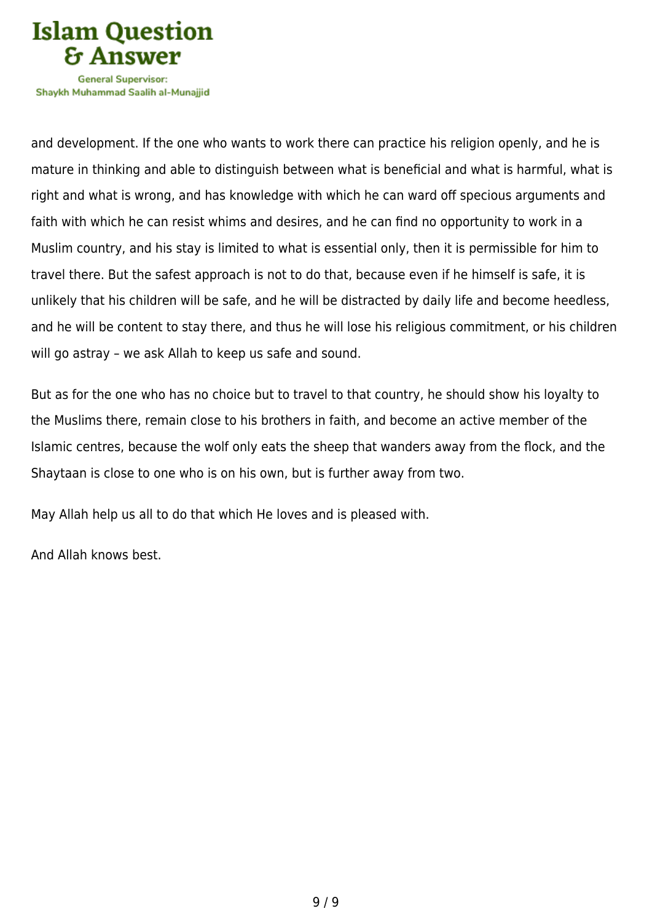and development. If the one who wants to work there can practice his religion openly, and he is mature in thinking and able to distinguish between what is beneficial and what is harmful, what is right and what is wrong, and has knowledge with which he can ward off specious arguments and faith with which he can resist whims and desires, and he can find no opportunity to work in a Muslim country, and his stay is limited to what is essential only, then it is permissible for him to travel there. But the safest approach is not to do that, because even if he himself is safe, it is unlikely that his children will be safe, and he will be distracted by daily life and become heedless, and he will be content to stay there, and thus he will lose his religious commitment, or his children will go astray – we ask Allah to keep us safe and sound.

But as for the one who has no choice but to travel to that country, he should show his loyalty to the Muslims there, remain close to his brothers in faith, and become an active member of the Islamic centres, because the wolf only eats the sheep that wanders away from the flock, and the Shaytaan is close to one who is on his own, but is further away from two.

May Allah help us all to do that which He loves and is pleased with.

And Allah knows best.